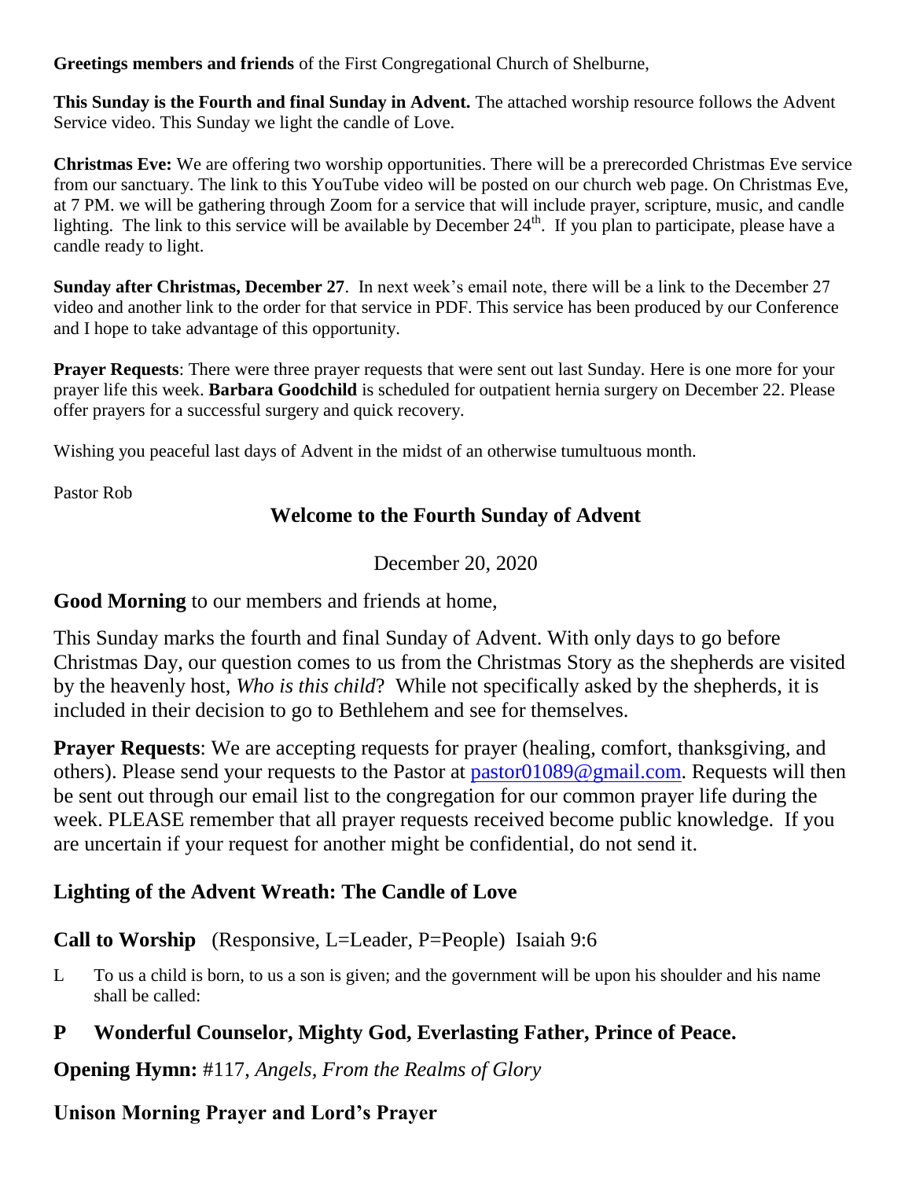**Greetings members and friends** of the First Congregational Church of Shelburne,

**This Sunday is the Fourth and final Sunday in Advent.** The attached worship resource follows the Advent Service video. This Sunday we light the candle of Love.

**Christmas Eve:** We are offering two worship opportunities. There will be a prerecorded Christmas Eve service from our sanctuary. The link to this YouTube video will be posted on our church web page. On Christmas Eve, at 7 PM. we will be gathering through Zoom for a service that will include prayer, scripture, music, and candle lighting. The link to this service will be available by December 24th. If you plan to participate, please have a candle ready to light.

**Sunday after Christmas, December 27**. In next week's email note, there will be a link to the December 27 video and another link to the order for that service in PDF. This service has been produced by our Conference and I hope to take advantage of this opportunity.

**Prayer Requests**: There were three prayer requests that were sent out last Sunday. Here is one more for your prayer life this week. **Barbara Goodchild** is scheduled for outpatient hernia surgery on December 22. Please offer prayers for a successful surgery and quick recovery.

Wishing you peaceful last days of Advent in the midst of an otherwise tumultuous month.

Pastor Rob

## Welcome to the Fourth Sunday of Advent

December 20, 2020

**Good Morning** to our members and friends at home,

This Sunday marks the fourth and final Sunday of Advent. With only days to go before Christmas Day, our question comes to us from the Christmas Story as the shepherds are visited by the heavenly host, *Who is this child*? While not specifically asked by the shepherds, it is included in their decision to go to Bethlehem and see for themselves.

**Prayer Requests**: We are accepting requests for prayer (healing, comfort, thanksgiving, and others). Please send your requests to the Pastor at pastor01089@gmail.com. Requests will then be sent out through our email list to the congregation for our common prayer life during the week. PLEASE remember that all prayer requests received become public knowledge. If you are uncertain if your request for another might be confidential, do not send it.

### Lighting of the Advent Wreath: The Candle of Love

**Call to Worship** (Responsive, L=Leader, P=People) Isaiah 9:6

L To us a child is born, to us a son is given; and the government will be upon his shoulder and his name shall be called:

**P Wonderful Counselor, Mighty God, Everlasting Father, Prince of Peace.**

**Opening Hymn:** #117, *Angels, From the Realms of Glory*

**Unison Morning Prayer and Lord's Prayer**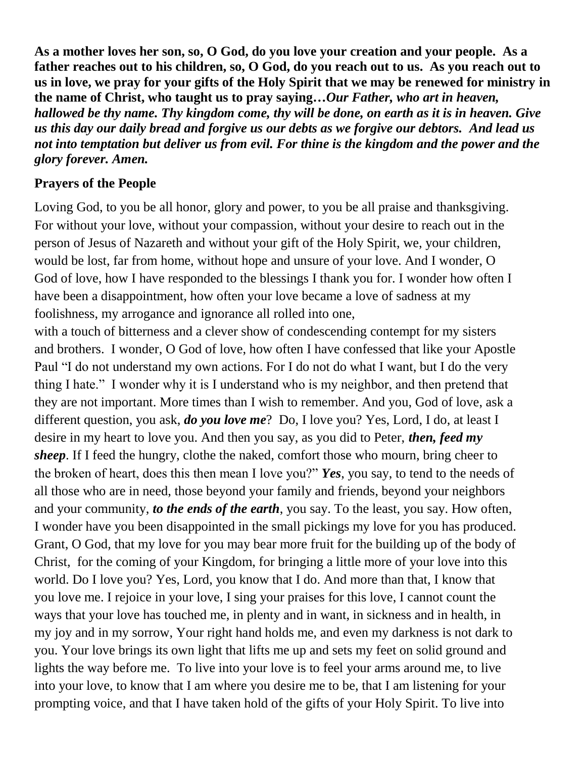**As a mother loves her son, so, O God, do you love your creation and your people. As a father reaches out to his children, so, O God, do you reach out to us. As you reach out to us in love, we pray for your gifts of the Holy Spirit that we may be renewed for ministry in the name of Christ, who taught us to pray saying…*Our Father, who art in heaven, hallowed be thy name. Thy kingdom come, thy will be done, on earth as it is in heaven. Give us this day our daily bread and forgive us our debts as we forgive our debtors. And lead us not into temptation but deliver us from evil. For thine is the kingdom and the power and the glory forever. Amen.***

**Prayers of the People**

Loving God, to you be all honor, glory and power, to you be all praise and thanksgiving. For without your love, without your compassion, without your desire to reach out in the person of Jesus of Nazareth and without your gift of the Holy Spirit, we, your children, would be lost, far from home, without hope and unsure of your love. And I wonder, O God of love, how I have responded to the blessings I thank you for. I wonder how often I have been a disappointment, how often your love became a love of sadness at my foolishness, my arrogance and ignorance all rolled into one, with a touch of bitterness and a clever show of condescending contempt for my sisters and brothers. I wonder, O God of love, how often I have confessed that like your Apostle Paul "I do not understand my own actions. For I do not do what I want, but I do the very thing I hate." I wonder why it is I understand who is my neighbor, and then pretend that they are not important. More times than I wish to remember. And you, God of love, ask a different question, you ask, ***do you love me***? Do, I love you? Yes, Lord, I do, at least I desire in my heart to love you. And then you say, as you did to Peter, ***then, feed my sheep***. If I feed the hungry, clothe the naked, comfort those who mourn, bring cheer to the broken of heart, does this then mean I love you?" ***Yes***, you say, to tend to the needs of all those who are in need, those beyond your family and friends, beyond your neighbors and your community, ***to the ends of the earth***, you say. To the least, you say. How often, I wonder have you been disappointed in the small pickings my love for you has produced. Grant, O God, that my love for you may bear more fruit for the building up of the body of Christ, for the coming of your Kingdom, for bringing a little more of your love into this world. Do I love you? Yes, Lord, you know that I do. And more than that, I know that you love me. I rejoice in your love, I sing your praises for this love, I cannot count the ways that your love has touched me, in plenty and in want, in sickness and in health, in my joy and in my sorrow, Your right hand holds me, and even my darkness is not dark to you. Your love brings its own light that lifts me up and sets my feet on solid ground and lights the way before me. To live into your love is to feel your arms around me, to live into your love, to know that I am where you desire me to be, that I am listening for your prompting voice, and that I have taken hold of the gifts of your Holy Spirit. To live into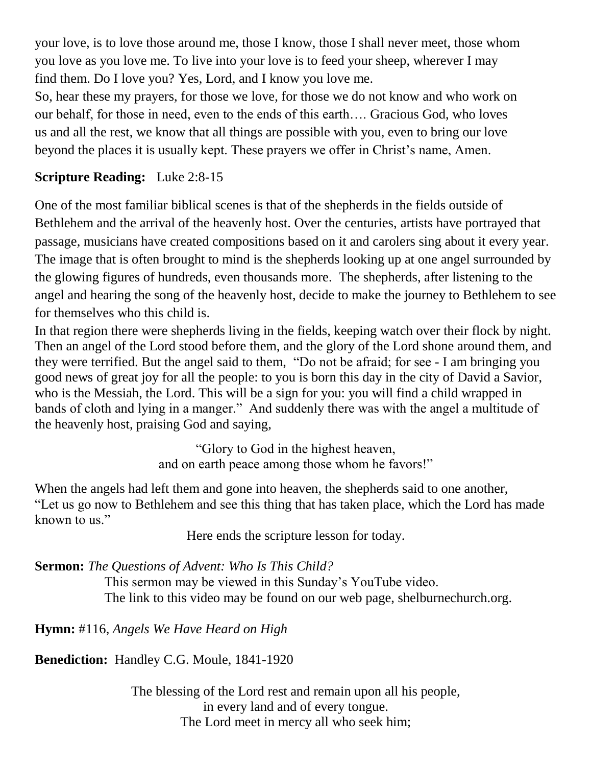your love, is to love those around me, those I know, those I shall never meet, those whom you love as you love me. To live into your love is to feed your sheep, wherever I may find them. Do I love you? Yes, Lord, and I know you love me.

So, hear these my prayers, for those we love, for those we do not know and who work on our behalf, for those in need, even to the ends of this earth…. Gracious God, who loves us and all the rest, we know that all things are possible with you, even to bring our love beyond the places it is usually kept. These prayers we offer in Christ's name, Amen.

**Scripture Reading:** Luke 2:8-15

One of the most familiar biblical scenes is that of the shepherds in the fields outside of Bethlehem and the arrival of the heavenly host. Over the centuries, artists have portrayed that passage, musicians have created compositions based on it and carolers sing about it every year. The image that is often brought to mind is the shepherds looking up at one angel surrounded by the glowing figures of hundreds, even thousands more. The shepherds, after listening to the angel and hearing the song of the heavenly host, decide to make the journey to Bethlehem to see for themselves who this child is.

In that region there were shepherds living in the fields, keeping watch over their flock by night. Then an angel of the Lord stood before them, and the glory of the Lord shone around them, and they were terrified. But the angel said to them, "Do not be afraid; for see - I am bringing you good news of great joy for all the people: to you is born this day in the city of David a Savior, who is the Messiah, the Lord. This will be a sign for you: you will find a child wrapped in bands of cloth and lying in a manger." And suddenly there was with the angel a multitude of the heavenly host, praising God and saying,

"Glory to God in the highest heaven,
and on earth peace among those whom he favors!"

When the angels had left them and gone into heaven, the shepherds said to one another, "Let us go now to Bethlehem and see this thing that has taken place, which the Lord has made known to us."

Here ends the scripture lesson for today.

**Sermon:** *The Questions of Advent: Who Is This Child?*
This sermon may be viewed in this Sunday's YouTube video.
The link to this video may be found on our web page, shelburnechurch.org.

**Hymn:** #116, *Angels We Have Heard on High*

**Benediction:** Handley C.G. Moule, 1841-1920

The blessing of the Lord rest and remain upon all his people,
in every land and of every tongue.
The Lord meet in mercy all who seek him;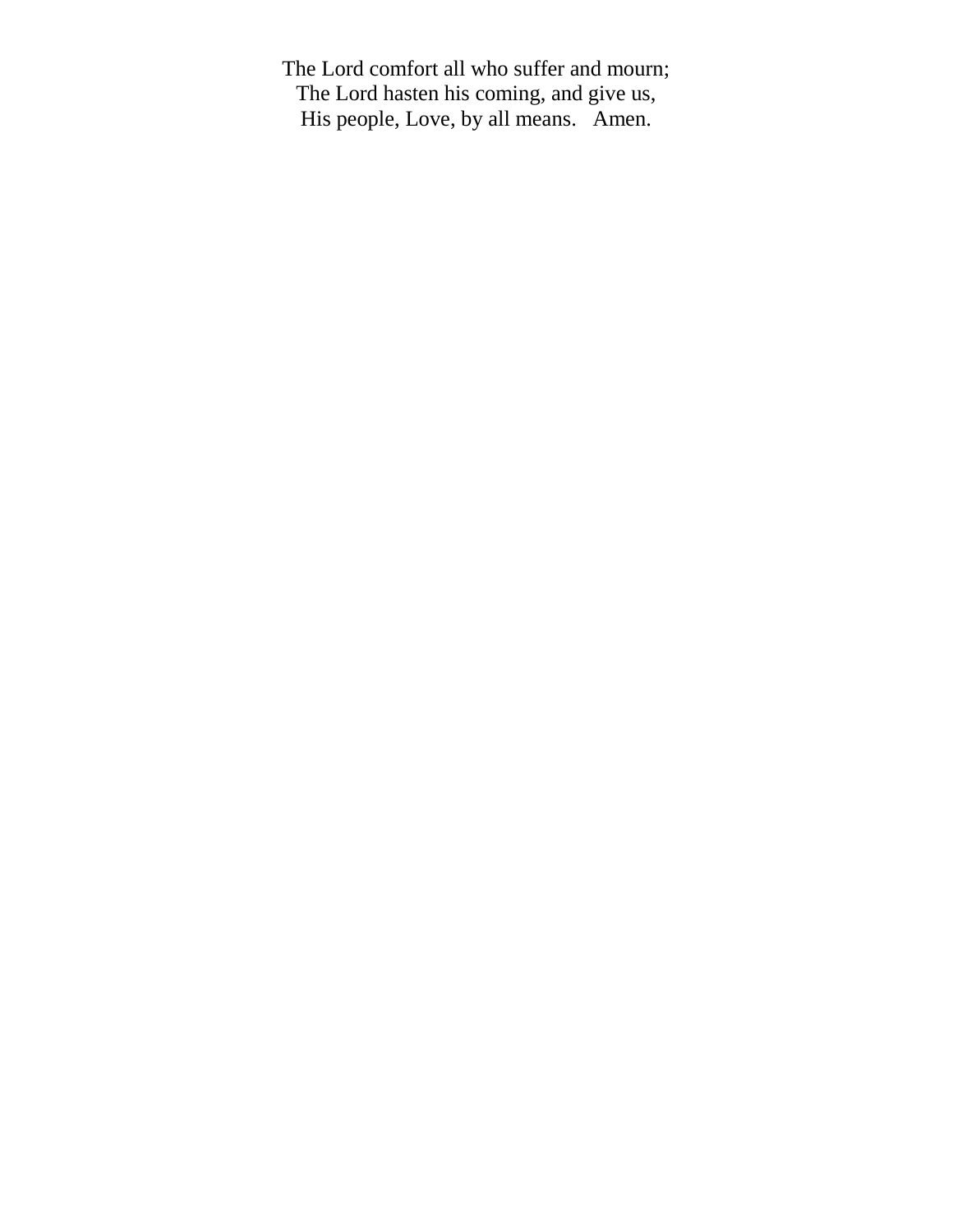The Lord comfort all who suffer and mourn;  
The Lord hasten his coming, and give us,  
His people, Love, by all means.   Amen.